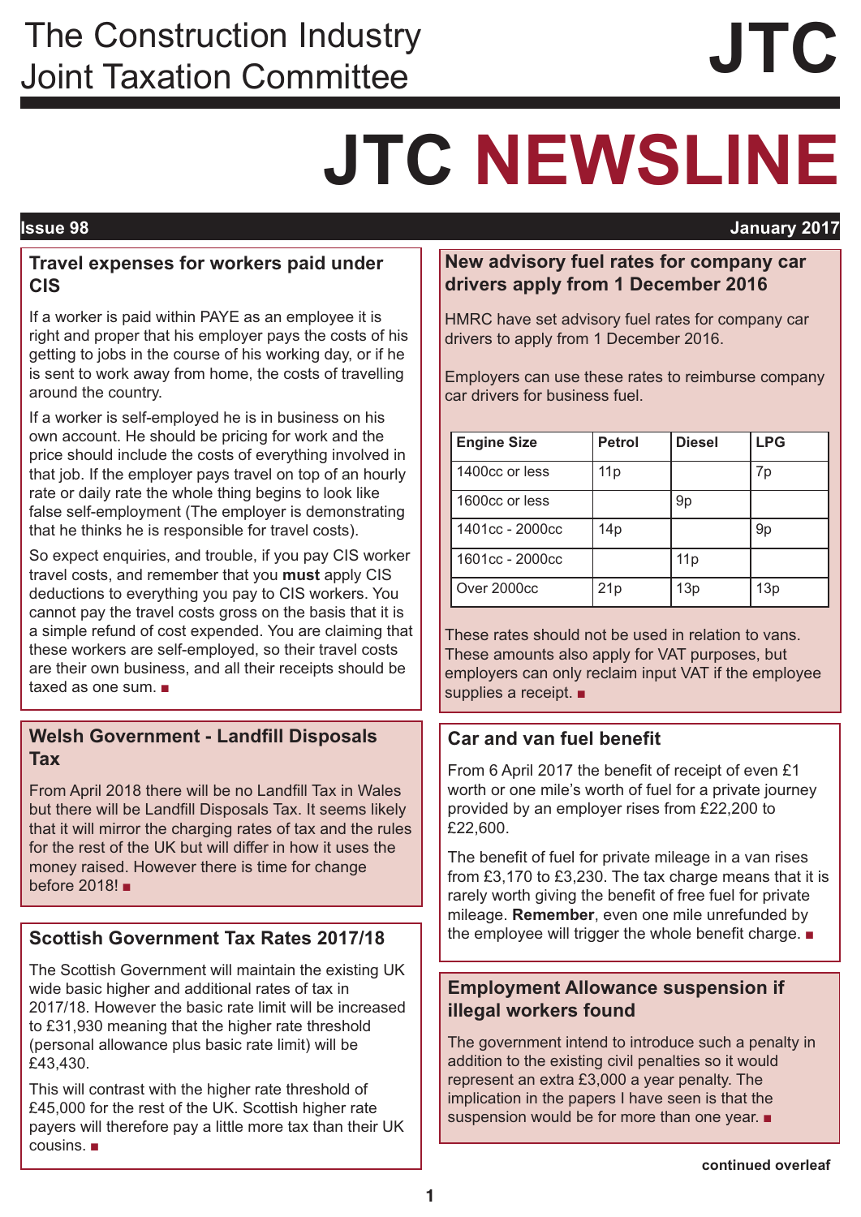The Construction Industry Joint Taxation Committee

**JTC**

# JTC NEWSLINE

**Issue 98** **January 2017**

## Travel expenses for workers paid under CIS

If a worker is paid within PAYE as an employee it is right and proper that his employer pays the costs of his getting to jobs in the course of his working day, or if he is sent to work away from home, the costs of travelling around the country.

If a worker is self-employed he is in business on his own account. He should be pricing for work and the price should include the costs of everything involved in that job. If the employer pays travel on top of an hourly rate or daily rate the whole thing begins to look like false self-employment (The employer is demonstrating that he thinks he is responsible for travel costs).

So expect enquiries, and trouble, if you pay CIS worker travel costs, and remember that you **must** apply CIS deductions to everything you pay to CIS workers. You cannot pay the travel costs gross on the basis that it is a simple refund of cost expended. You are claiming that these workers are self-employed, so their travel costs are their own business, and all their receipts should be taxed as one sum. ■

## Welsh Government - Landfill Disposals Tax

From April 2018 there will be no Landfill Tax in Wales but there will be Landfill Disposals Tax. It seems likely that it will mirror the charging rates of tax and the rules for the rest of the UK but will differ in how it uses the money raised. However there is time for change before 2018! ■

## Scottish Government Tax Rates 2017/18

The Scottish Government will maintain the existing UK wide basic higher and additional rates of tax in 2017/18. However the basic rate limit will be increased to £31,930 meaning that the higher rate threshold (personal allowance plus basic rate limit) will be £43,430.

This will contrast with the higher rate threshold of £45,000 for the rest of the UK. Scottish higher rate payers will therefore pay a little more tax than their UK cousins. ■

## New advisory fuel rates for company car drivers apply from 1 December 2016

HMRC have set advisory fuel rates for company car drivers to apply from 1 December 2016.

Employers can use these rates to reimburse company car drivers for business fuel.

| Engine Size | Petrol | Diesel | LPG |
|---|---|---|---|
| 1400cc or less | 11p | | 7p |
| 1600cc or less | | 9p | |
| 1401cc - 2000cc | 14p | | 9p |
| 1601cc - 2000cc | | 11p | |
| Over 2000cc | 21p | 13p | 13p |

These rates should not be used in relation to vans. These amounts also apply for VAT purposes, but employers can only reclaim input VAT if the employee supplies a receipt. ■

## Car and van fuel benefit

From 6 April 2017 the benefit of receipt of even £1 worth or one mile's worth of fuel for a private journey provided by an employer rises from £22,200 to £22,600.

The benefit of fuel for private mileage in a van rises from £3,170 to £3,230. The tax charge means that it is rarely worth giving the benefit of free fuel for private mileage. **Remember**, even one mile unrefunded by the employee will trigger the whole benefit charge. ■

## Employment Allowance suspension if illegal workers found

The government intend to introduce such a penalty in addition to the existing civil penalties so it would represent an extra £3,000 a year penalty. The implication in the papers I have seen is that the suspension would be for more than one year. ■

**continued overleaf**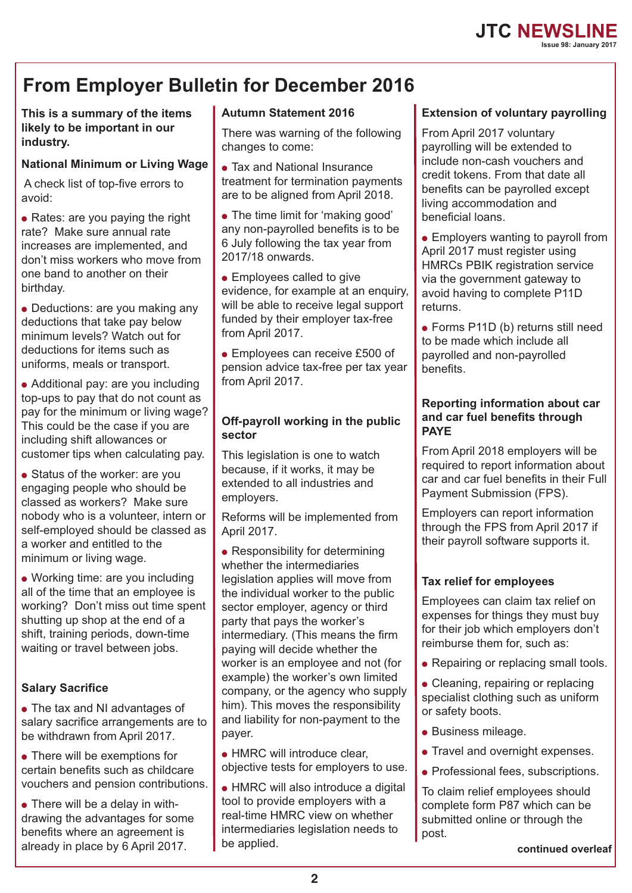# From Employer Bulletin for December 2016

**This is a summary of the items likely to be important in our industry.**

### National Minimum or Living Wage

A check list of top-five errors to avoid:

- Rates: are you paying the right rate? Make sure annual rate increases are implemented, and don't miss workers who move from one band to another on their birthday.
- Deductions: are you making any deductions that take pay below minimum levels? Watch out for deductions for items such as uniforms, meals or transport.
- Additional pay: are you including top-ups to pay that do not count as pay for the minimum or living wage? This could be the case if you are including shift allowances or customer tips when calculating pay.
- Status of the worker: are you engaging people who should be classed as workers? Make sure nobody who is a volunteer, intern or self-employed should be classed as a worker and entitled to the minimum or living wage.
- Working time: are you including all of the time that an employee is working? Don't miss out time spent shutting up shop at the end of a shift, training periods, down-time waiting or travel between jobs.

### Salary Sacrifice

- The tax and NI advantages of salary sacrifice arrangements are to be withdrawn from April 2017.
- There will be exemptions for certain benefits such as childcare vouchers and pension contributions.
- There will be a delay in with-drawing the advantages for some benefits where an agreement is already in place by 6 April 2017.

### Autumn Statement 2016

There was warning of the following changes to come:

- Tax and National Insurance treatment for termination payments are to be aligned from April 2018.
- The time limit for 'making good' any non-payrolled benefits is to be 6 July following the tax year from 2017/18 onwards.
- Employees called to give evidence, for example at an enquiry, will be able to receive legal support funded by their employer tax-free from April 2017.
- Employees can receive £500 of pension advice tax-free per tax year from April 2017.

### Off-payroll working in the public sector

This legislation is one to watch because, if it works, it may be extended to all industries and employers.

Reforms will be implemented from April 2017.

- Responsibility for determining whether the intermediaries legislation applies will move from the individual worker to the public sector employer, agency or third party that pays the worker's intermediary. (This means the firm paying will decide whether the worker is an employee and not (for example) the worker's own limited company, or the agency who supply him). This moves the responsibility and liability for non-payment to the payer.
- HMRC will introduce clear, objective tests for employers to use.
- HMRC will also introduce a digital tool to provide employers with a real-time HMRC view on whether intermediaries legislation needs to be applied.

### Extension of voluntary payrolling

From April 2017 voluntary payrolling will be extended to include non-cash vouchers and credit tokens. From that date all benefits can be payrolled except living accommodation and beneficial loans.

- Employers wanting to payroll from April 2017 must register using HMRCs PBIK registration service via the government gateway to avoid having to complete P11D returns.
- Forms P11D (b) returns still need to be made which include all payrolled and non-payrolled benefits.

### Reporting information about car and car fuel benefits through PAYE

From April 2018 employers will be required to report information about car and car fuel benefits in their Full Payment Submission (FPS).

Employers can report information through the FPS from April 2017 if their payroll software supports it.

### Tax relief for employees

Employees can claim tax relief on expenses for things they must buy for their job which employers don't reimburse them for, such as:

- Repairing or replacing small tools.
- Cleaning, repairing or replacing specialist clothing such as uniform or safety boots.
- Business mileage.
- Travel and overnight expenses.
- Professional fees, subscriptions.

To claim relief employees should complete form P87 which can be submitted online or through the post.

**continued overleaf**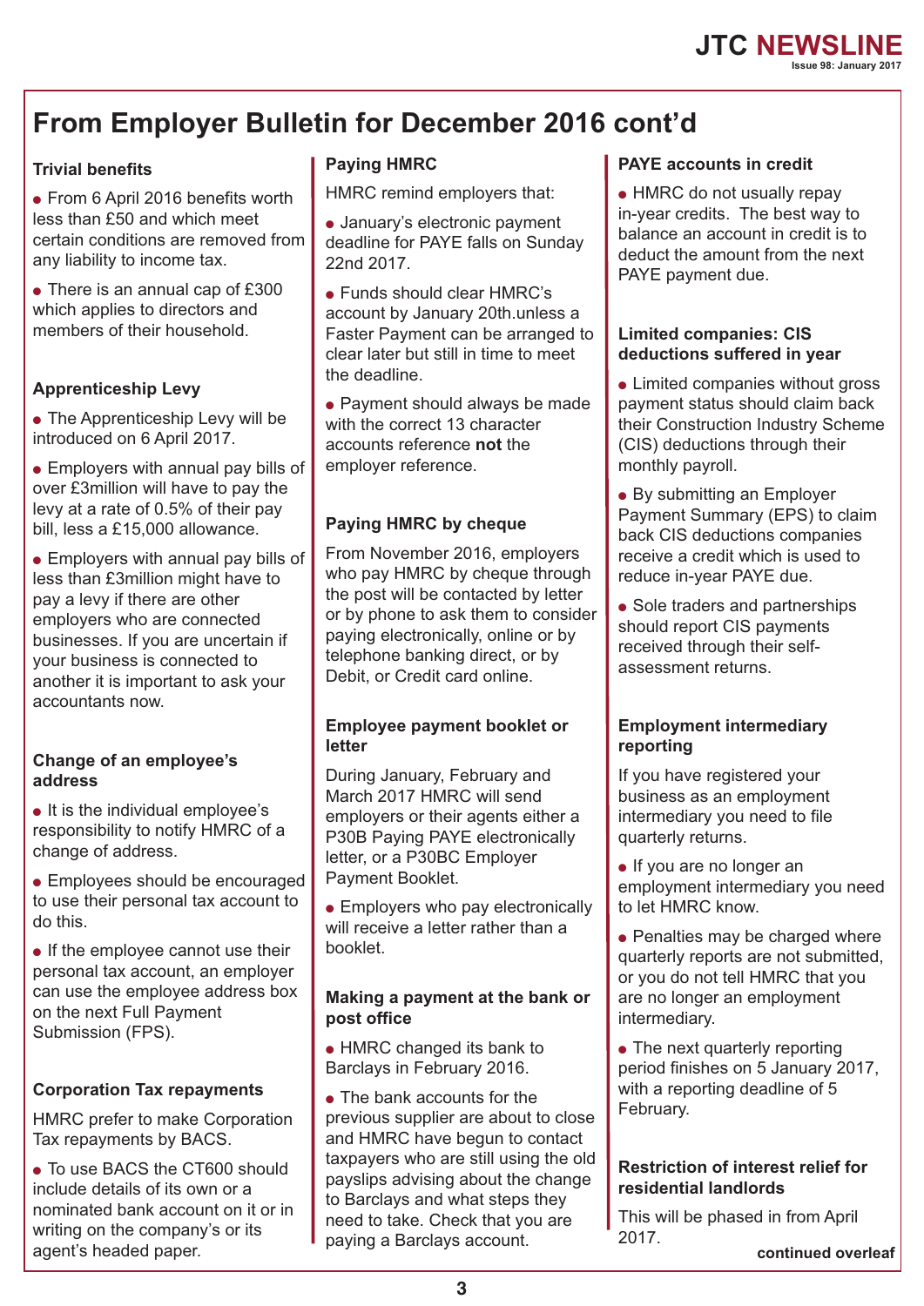# From Employer Bulletin for December 2016 cont'd

### Trivial benefits

- From 6 April 2016 benefits worth less than £50 and which meet certain conditions are removed from any liability to income tax.
- There is an annual cap of £300 which applies to directors and members of their household.

### Apprenticeship Levy

- The Apprenticeship Levy will be introduced on 6 April 2017.
- Employers with annual pay bills of over £3million will have to pay the levy at a rate of 0.5% of their pay bill, less a £15,000 allowance.
- Employers with annual pay bills of less than £3million might have to pay a levy if there are other employers who are connected businesses. If you are uncertain if your business is connected to another it is important to ask your accountants now.

### Change of an employee's address

- It is the individual employee's responsibility to notify HMRC of a change of address.
- Employees should be encouraged to use their personal tax account to do this.
- If the employee cannot use their personal tax account, an employer can use the employee address box on the next Full Payment Submission (FPS).

### Corporation Tax repayments

HMRC prefer to make Corporation Tax repayments by BACS.

- To use BACS the CT600 should include details of its own or a nominated bank account on it or in writing on the company's or its agent's headed paper.

### Paying HMRC

HMRC remind employers that:

- January's electronic payment deadline for PAYE falls on Sunday 22nd 2017.
- Funds should clear HMRC's account by January 20th.unless a Faster Payment can be arranged to clear later but still in time to meet the deadline.
- Payment should always be made with the correct 13 character accounts reference **not** the employer reference.

### Paying HMRC by cheque

From November 2016, employers who pay HMRC by cheque through the post will be contacted by letter or by phone to ask them to consider paying electronically, online or by telephone banking direct, or by Debit, or Credit card online.

### Employee payment booklet or letter

During January, February and March 2017 HMRC will send employers or their agents either a P30B Paying PAYE electronically letter, or a P30BC Employer Payment Booklet.

- Employers who pay electronically will receive a letter rather than a booklet.

### Making a payment at the bank or post office

- HMRC changed its bank to Barclays in February 2016.
- The bank accounts for the previous supplier are about to close and HMRC have begun to contact taxpayers who are still using the old payslips advising about the change to Barclays and what steps they need to take. Check that you are paying a Barclays account.

### PAYE accounts in credit

- HMRC do not usually repay in-year credits. The best way to balance an account in credit is to deduct the amount from the next PAYE payment due.

### Limited companies: CIS deductions suffered in year

- Limited companies without gross payment status should claim back their Construction Industry Scheme (CIS) deductions through their monthly payroll.
- By submitting an Employer Payment Summary (EPS) to claim back CIS deductions companies receive a credit which is used to reduce in-year PAYE due.
- Sole traders and partnerships should report CIS payments received through their self-assessment returns.

### Employment intermediary reporting

If you have registered your business as an employment intermediary you need to file quarterly returns.

- If you are no longer an employment intermediary you need to let HMRC know.
- Penalties may be charged where quarterly reports are not submitted, or you do not tell HMRC that you are no longer an employment intermediary.
- The next quarterly reporting period finishes on 5 January 2017, with a reporting deadline of 5 February.

### Restriction of interest relief for residential landlords

This will be phased in from April 2017.

**continued overleaf**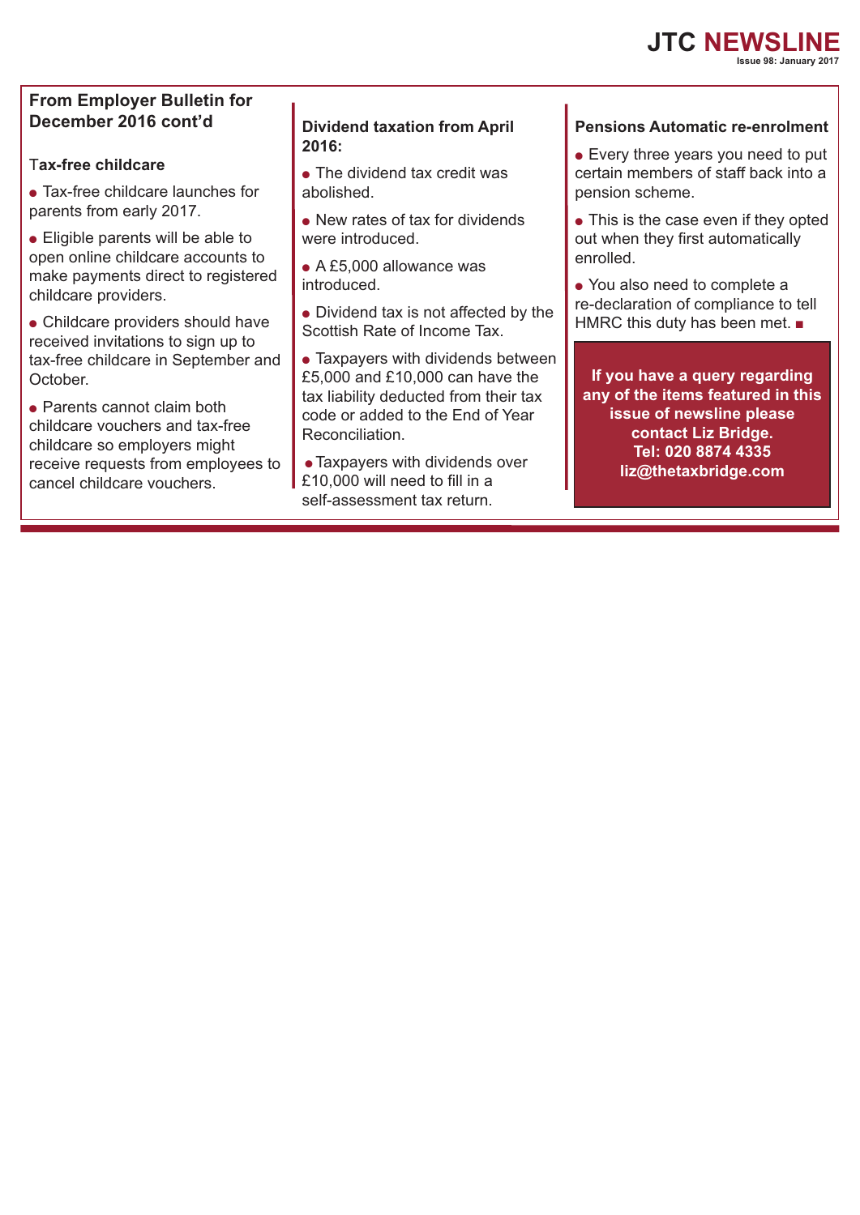## From Employer Bulletin for December 2016 cont'd

### Tax-free childcare

- Tax-free childcare launches for parents from early 2017.
- Eligible parents will be able to open online childcare accounts to make payments direct to registered childcare providers.
- Childcare providers should have received invitations to sign up to tax-free childcare in September and October.
- Parents cannot claim both childcare vouchers and tax-free childcare so employers might receive requests from employees to cancel childcare vouchers.

### Dividend taxation from April 2016:

- The dividend tax credit was abolished.
- New rates of tax for dividends were introduced.
- A £5,000 allowance was introduced.
- Dividend tax is not affected by the Scottish Rate of Income Tax.
- Taxpayers with dividends between £5,000 and £10,000 can have the tax liability deducted from their tax code or added to the End of Year Reconciliation.
- Taxpayers with dividends over £10,000 will need to fill in a self-assessment tax return.

### Pensions Automatic re-enrolment

- Every three years you need to put certain members of staff back into a pension scheme.
- This is the case even if they opted out when they first automatically enrolled.
- You also need to complete a re-declaration of compliance to tell HMRC this duty has been met. ■

**If you have a query regarding any of the items featured in this issue of newsline please contact Liz Bridge.**
**Tel: 020 8874 4335**
**liz@thetaxbridge.com**